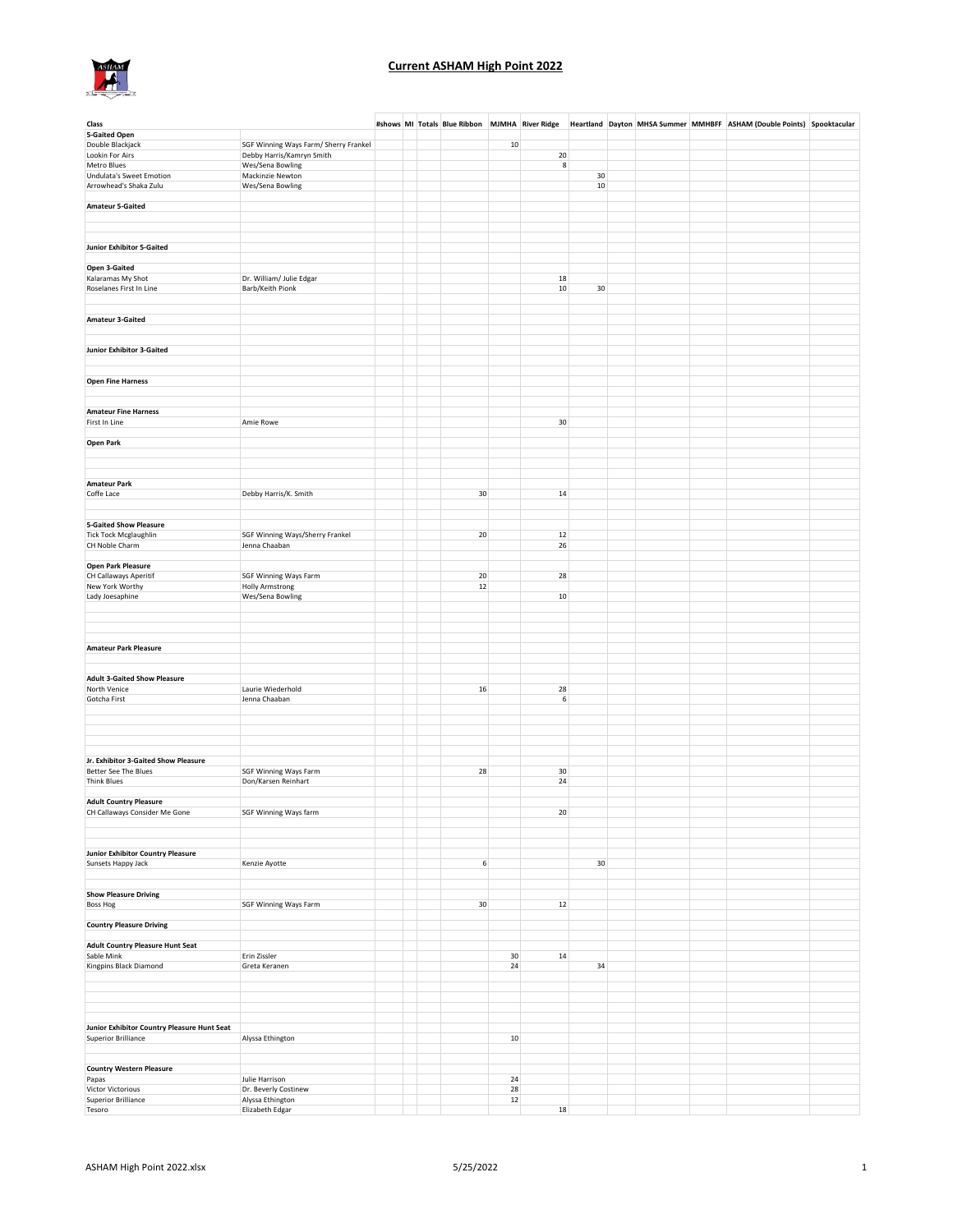# Current ASHAM High Point 2022

| Class | | #shows | MI | Totals | Blue Ribbon | MJMHA | River Ridge | Heartland | Dayton | MHSA Summer | MMHBFF | ASHAM (Double Points) | Spooktacular |
|---|---|---|---|---|---|---|---|---|---|---|---|---|---|
| **5-Gaited Open** | | | | | | | | | | | | | |
| Double Blackjack | SGF Winning Ways Farm/ Sherry Frankel | | | | | 10 | | | | | | | |
| Lookin For Airs | Debby Harris/Kamryn Smith | | | | | | 20 | | | | | | |
| Metro Blues | Wes/Sena Bowling | | | | | | 8 | | | | | | |
| Undulata's Sweet Emotion | Mackinzie Newton | | | | | | | 30 | | | | | |
| Arrowhead's Shaka Zulu | Wes/Sena Bowling | | | | | | | 10 | | | | | |
| **Amateur 5-Gaited** | | | | | | | | | | | | | |
| **Junior Exhibitor 5-Gaited** | | | | | | | | | | | | | |
| **Open 3-Gaited** | | | | | | | | | | | | | |
| Kalaramas My Shot | Dr. William/ Julie Edgar | | | | | | 18 | | | | | | |
| Roselanes First In Line | Barb/Keith Pionk | | | | | | 10 | 30 | | | | | |
| **Amateur 3-Gaited** | | | | | | | | | | | | | |
| **Junior Exhibitor 3-Gaited** | | | | | | | | | | | | | |
| **Open Fine Harness** | | | | | | | | | | | | | |
| **Amateur Fine Harness** | | | | | | | | | | | | | |
| First In Line | Amie Rowe | | | | | | 30 | | | | | | |
| **Open Park** | | | | | | | | | | | | | |
| **Amateur Park** | | | | | | | | | | | | | |
| Coffe Lace | Debby Harris/K. Smith | | | | 30 | | 14 | | | | | | |
| **5-Gaited Show Pleasure** | | | | | | | | | | | | | |
| Tick Tock Mcglaughlin | SGF Winning Ways/Sherry Frankel | | | | 20 | | 12 | | | | | | |
| CH Noble Charm | Jenna Chaaban | | | | | | 26 | | | | | | |
| **Open Park Pleasure** | | | | | | | | | | | | | |
| CH Callaways Aperitif | SGF Winning Ways Farm | | | | 20 | | 28 | | | | | | |
| New York Worthy | Holly Armstrong | | | | 12 | | | | | | | | |
| Lady Joesaphine | Wes/Sena Bowling | | | | | | 10 | | | | | | |
| **Amateur Park Pleasure** | | | | | | | | | | | | | |
| **Adult 3-Gaited Show Pleasure** | | | | | | | | | | | | | |
| North Venice | Laurie Wiederhold | | | | 16 | | 28 | | | | | | |
| Gotcha First | Jenna Chaaban | | | | | | 6 | | | | | | |
| **Jr. Exhibitor 3-Gaited Show Pleasure** | | | | | | | | | | | | | |
| Better See The Blues | SGF Winning Ways Farm | | | | 28 | | 30 | | | | | | |
| Think Blues | Don/Karsen Reinhart | | | | | | 24 | | | | | | |
| **Adult Country Pleasure** | | | | | | | | | | | | | |
| CH Callaways Consider Me Gone | SGF Winning Ways farm | | | | | | 20 | | | | | | |
| **Junior Exhibitor Country Pleasure** | | | | | | | | | | | | | |
| Sunsets Happy Jack | Kenzie Ayotte | | | | 6 | | | 30 | | | | | |
| **Show Pleasure Driving** | | | | | | | | | | | | | |
| Boss Hog | SGF Winning Ways Farm | | | | 30 | | 12 | | | | | | |
| **Country Pleasure Driving** | | | | | | | | | | | | | |
| **Adult Country Pleasure Hunt Seat** | | | | | | | | | | | | | |
| Sable Mink | Erin Zissler | | | | | 30 | 14 | | | | | | |
| Kingpins Black Diamond | Greta Keranen | | | | | 24 | | 34 | | | | | |
| **Junior Exhibitor Country Pleasure Hunt Seat** | | | | | | | | | | | | | |
| Superior Brilliance | Alyssa Ethington | | | | | 10 | | | | | | | |
| **Country Western Pleasure** | | | | | | | | | | | | | |
| Papas | Julie Harrison | | | | | 24 | | | | | | | |
| Victor Victorious | Dr. Beverly Costinew | | | | | 28 | | | | | | | |
| Superior Brilliance | Alyssa Ethington | | | | | 12 | | | | | | | |
| Tesoro | Elizabeth Edgar | | | | | | 18 | | | | | | |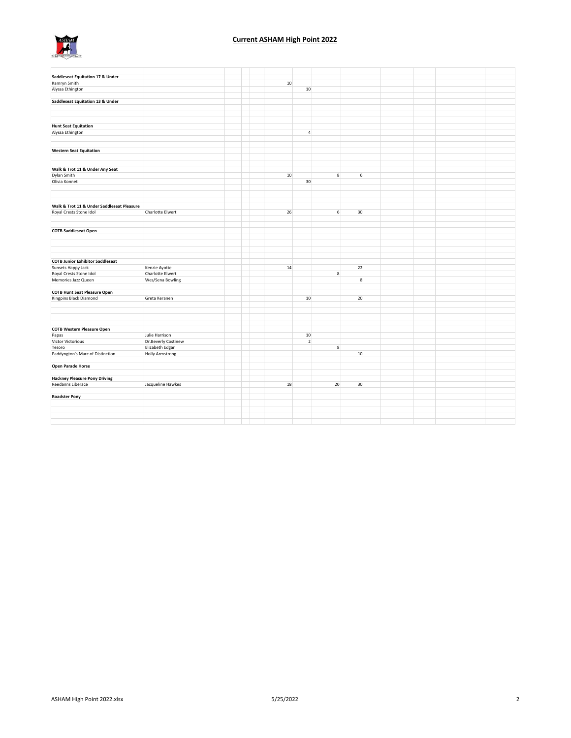# Current ASHAM High Point 2022

| | | | | | | | | | | | | | |
|---|---|---|---|---|---|---|---|---|---|---|---|---|---|
| **Saddleseat Equitation 17 & Under** | | | | | | | | | | | | | |
| Kamryn Smith | | | | | 10 | | | | | | | | |
| Alyssa Ethington | | | | | | 10 | | | | | | | |
| | | | | | | | | | | | | | |
| **Saddleseat Equitation 13 & Under** | | | | | | | | | | | | | |
| | | | | | | | | | | | | | |
| **Hunt Seat Equitation** | | | | | | | | | | | | | |
| Alyssa Ethington | | | | | | 4 | | | | | | | |
| | | | | | | | | | | | | | |
| **Western Seat Equitation** | | | | | | | | | | | | | |
| | | | | | | | | | | | | | |
| **Walk & Trot 11 & Under Any Seat** | | | | | | | | | | | | | |
| Dylan Smith | | | | | 10 | | 8 | 6 | | | | | |
| Olivia Konnet | | | | | | 30 | | | | | | | |
| | | | | | | | | | | | | | |
| **Walk & Trot 11 & Under Saddleseat Pleasure** | | | | | | | | | | | | | |
| Royal Crests Stone Idol | Charlotte Elwert | | | | 26 | | 6 | 30 | | | | | |
| | | | | | | | | | | | | | |
| **COTB Saddleseat Open** | | | | | | | | | | | | | |
| | | | | | | | | | | | | | |
| **COTB Junior Exhibitor Saddleseat** | | | | | | | | | | | | | |
| Sunsets Happy Jack | Kenzie Ayotte | | | | 14 | | | 22 | | | | | |
| Royal Crests Stone Idol | Charlotte Elwert | | | | | | 8 | | | | | | |
| Memories Jazz Queen | Wes/Sena Bowling | | | | | | | 8 | | | | | |
| | | | | | | | | | | | | | |
| **COTB Hunt Seat Pleasure Open** | | | | | | | | | | | | | |
| Kingpins Black Diamond | Greta Keranen | | | | | 10 | | 20 | | | | | |
| | | | | | | | | | | | | | |
| **COTB Western Pleasure Open** | | | | | | | | | | | | | |
| Papas | Julie Harrison | | | | | 10 | | | | | | | |
| Victor Victorious | Dr.Beverly Costinew | | | | | 2 | | | | | | | |
| Tesoro | Elizabeth Edgar | | | | | | 8 | | | | | | |
| Paddyngton's Marc of Distinction | Holly Armstrong | | | | | | | 10 | | | | | |
| | | | | | | | | | | | | | |
| **Open Parade Horse** | | | | | | | | | | | | | |
| | | | | | | | | | | | | | |
| **Hackney Pleasure Pony Driving** | | | | | | | | | | | | | |
| Reedanns Liberace | Jacqueline Hawkes | | | | 18 | | 20 | 30 | | | | | |
| | | | | | | | | | | | | | |
| **Roadster Pony** | | | | | | | | | | | | | |
| | | | | | | | | | | | | | |